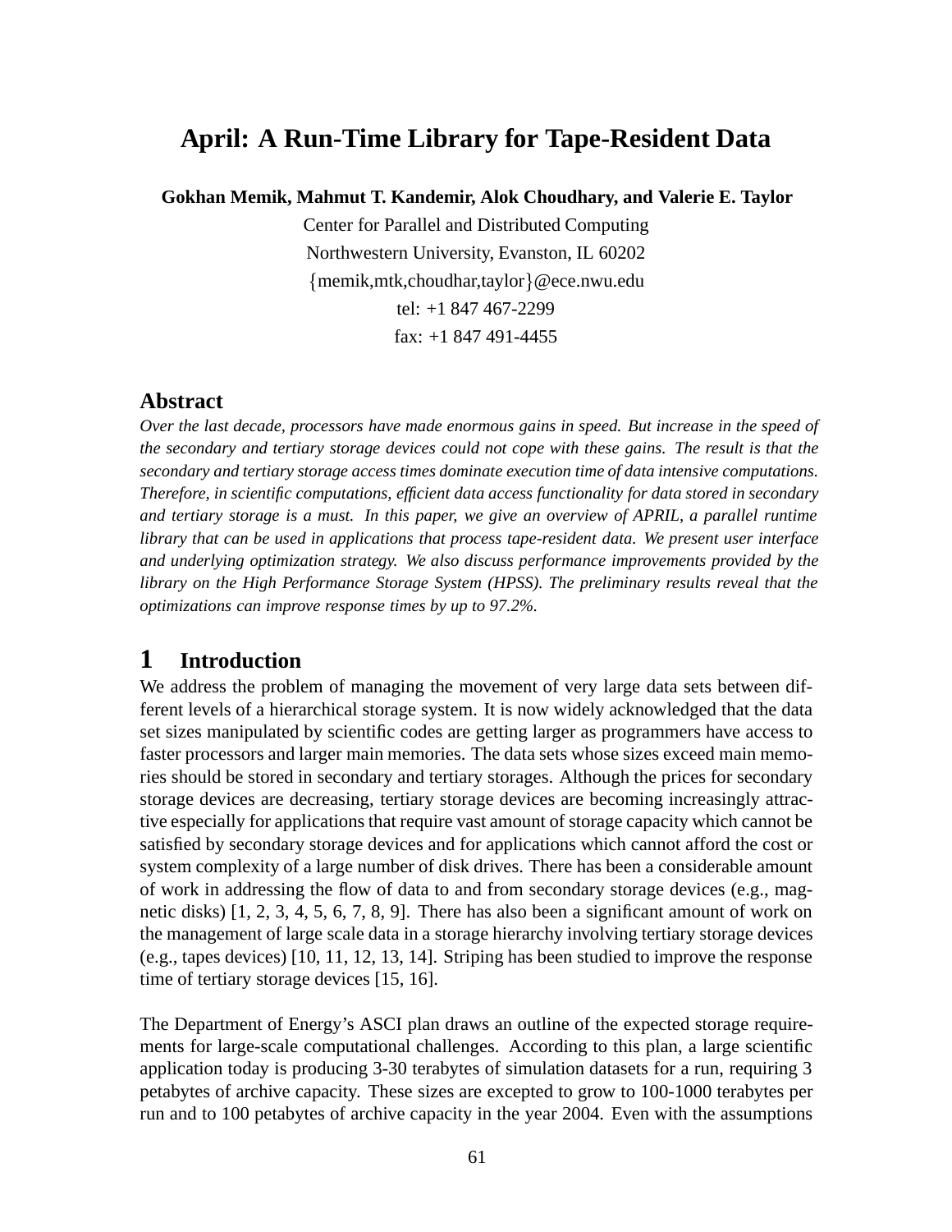# April: A Run-Time Library for Tape-Resident Data

**Gokhan Memik, Mahmut T. Kandemir, Alok Choudhary, and Valerie E. Taylor**

Center for Parallel and Distributed Computing
Northwestern University, Evanston, IL 60202
{memik,mtk,choudhar,taylor}@ece.nwu.edu
tel: +1 847 467-2299
fax: +1 847 491-4455

## Abstract

*Over the last decade, processors have made enormous gains in speed. But increase in the speed of the secondary and tertiary storage devices could not cope with these gains. The result is that the secondary and tertiary storage access times dominate execution time of data intensive computations. Therefore, in scientific computations, efficient data access functionality for data stored in secondary and tertiary storage is a must. In this paper, we give an overview of APRIL, a parallel runtime library that can be used in applications that process tape-resident data. We present user interface and underlying optimization strategy. We also discuss performance improvements provided by the library on the High Performance Storage System (HPSS). The preliminary results reveal that the optimizations can improve response times by up to 97.2%.*

## 1 Introduction

We address the problem of managing the movement of very large data sets between different levels of a hierarchical storage system. It is now widely acknowledged that the data set sizes manipulated by scientific codes are getting larger as programmers have access to faster processors and larger main memories. The data sets whose sizes exceed main memories should be stored in secondary and tertiary storages. Although the prices for secondary storage devices are decreasing, tertiary storage devices are becoming increasingly attractive especially for applications that require vast amount of storage capacity which cannot be satisfied by secondary storage devices and for applications which cannot afford the cost or system complexity of a large number of disk drives. There has been a considerable amount of work in addressing the flow of data to and from secondary storage devices (e.g., magnetic disks) [1, 2, 3, 4, 5, 6, 7, 8, 9]. There has also been a significant amount of work on the management of large scale data in a storage hierarchy involving tertiary storage devices (e.g., tapes devices) [10, 11, 12, 13, 14]. Striping has been studied to improve the response time of tertiary storage devices [15, 16].

The Department of Energy's ASCI plan draws an outline of the expected storage requirements for large-scale computational challenges. According to this plan, a large scientific application today is producing 3-30 terabytes of simulation datasets for a run, requiring 3 petabytes of archive capacity. These sizes are excepted to grow to 100-1000 terabytes per run and to 100 petabytes of archive capacity in the year 2004. Even with the assumptions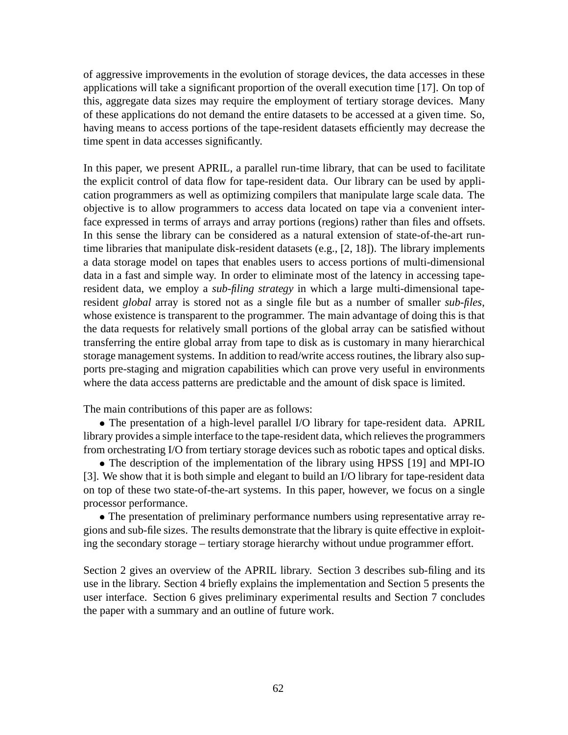of aggressive improvements in the evolution of storage devices, the data accesses in these applications will take a significant proportion of the overall execution time [17]. On top of this, aggregate data sizes may require the employment of tertiary storage devices. Many of these applications do not demand the entire datasets to be accessed at a given time. So, having means to access portions of the tape-resident datasets efficiently may decrease the time spent in data accesses significantly.

In this paper, we present APRIL, a parallel run-time library, that can be used to facilitate the explicit control of data flow for tape-resident data. Our library can be used by application programmers as well as optimizing compilers that manipulate large scale data. The objective is to allow programmers to access data located on tape via a convenient interface expressed in terms of arrays and array portions (regions) rather than files and offsets. In this sense the library can be considered as a natural extension of state-of-the-art run-time libraries that manipulate disk-resident datasets (e.g., [2, 18]). The library implements a data storage model on tapes that enables users to access portions of multi-dimensional data in a fast and simple way. In order to eliminate most of the latency in accessing tape-resident data, we employ a *sub-filing strategy* in which a large multi-dimensional tape-resident *global* array is stored not as a single file but as a number of smaller *sub-files*, whose existence is transparent to the programmer. The main advantage of doing this is that the data requests for relatively small portions of the global array can be satisfied without transferring the entire global array from tape to disk as is customary in many hierarchical storage management systems. In addition to read/write access routines, the library also supports pre-staging and migration capabilities which can prove very useful in environments where the data access patterns are predictable and the amount of disk space is limited.

The main contributions of this paper are as follows:

- The presentation of a high-level parallel I/O library for tape-resident data. APRIL library provides a simple interface to the tape-resident data, which relieves the programmers from orchestrating I/O from tertiary storage devices such as robotic tapes and optical disks.
- The description of the implementation of the library using HPSS [19] and MPI-IO [3]. We show that it is both simple and elegant to build an I/O library for tape-resident data on top of these two state-of-the-art systems. In this paper, however, we focus on a single processor performance.
- The presentation of preliminary performance numbers using representative array regions and sub-file sizes. The results demonstrate that the library is quite effective in exploiting the secondary storage – tertiary storage hierarchy without undue programmer effort.

Section 2 gives an overview of the APRIL library. Section 3 describes sub-filing and its use in the library. Section 4 briefly explains the implementation and Section 5 presents the user interface. Section 6 gives preliminary experimental results and Section 7 concludes the paper with a summary and an outline of future work.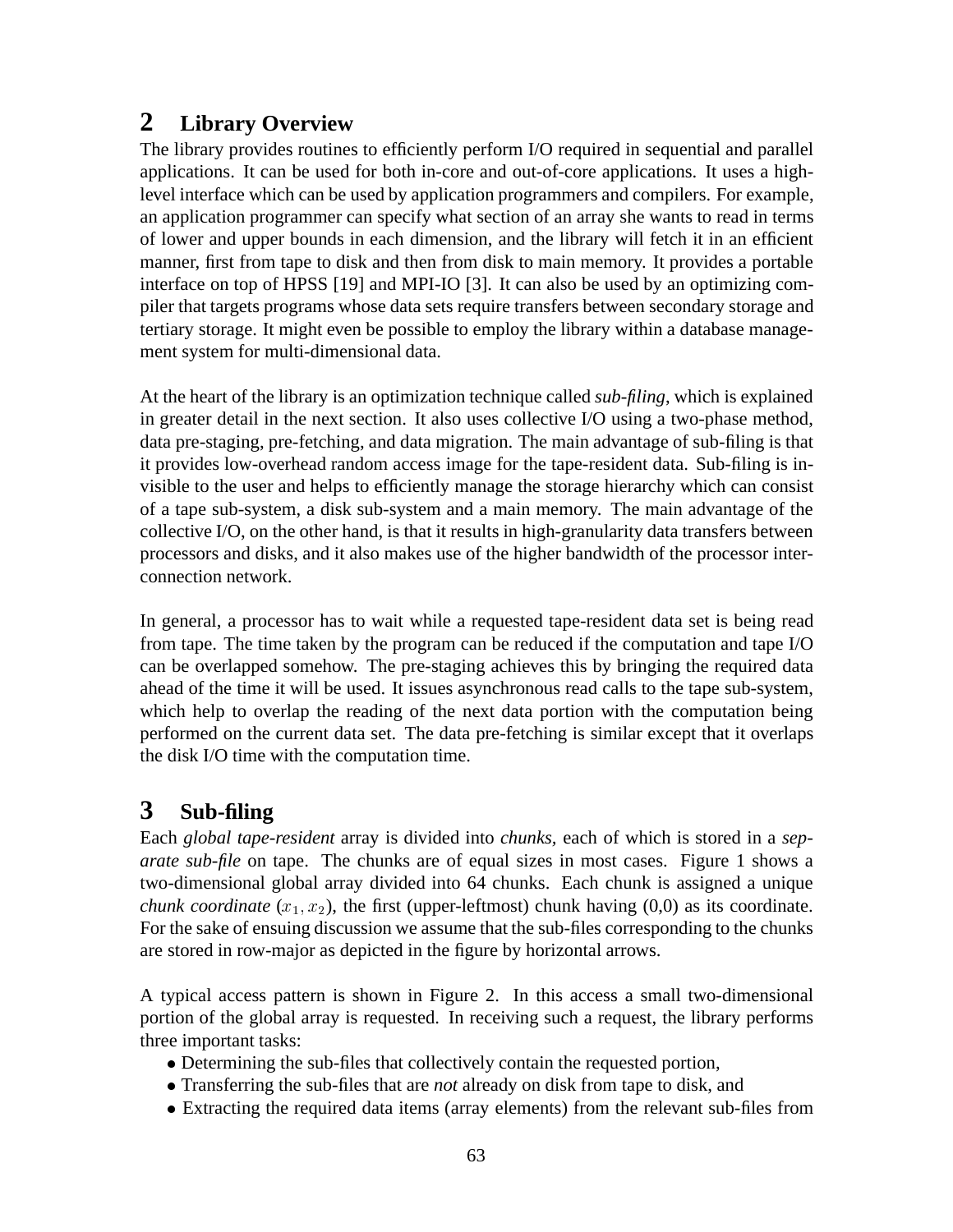## 2 Library Overview

The library provides routines to efficiently perform I/O required in sequential and parallel applications. It can be used for both in-core and out-of-core applications. It uses a high-level interface which can be used by application programmers and compilers. For example, an application programmer can specify what section of an array she wants to read in terms of lower and upper bounds in each dimension, and the library will fetch it in an efficient manner, first from tape to disk and then from disk to main memory. It provides a portable interface on top of HPSS [19] and MPI-IO [3]. It can also be used by an optimizing compiler that targets programs whose data sets require transfers between secondary storage and tertiary storage. It might even be possible to employ the library within a database management system for multi-dimensional data.

At the heart of the library is an optimization technique called *sub-filing*, which is explained in greater detail in the next section. It also uses collective I/O using a two-phase method, data pre-staging, pre-fetching, and data migration. The main advantage of sub-filing is that it provides low-overhead random access image for the tape-resident data. Sub-filing is invisible to the user and helps to efficiently manage the storage hierarchy which can consist of a tape sub-system, a disk sub-system and a main memory. The main advantage of the collective I/O, on the other hand, is that it results in high-granularity data transfers between processors and disks, and it also makes use of the higher bandwidth of the processor interconnection network.

In general, a processor has to wait while a requested tape-resident data set is being read from tape. The time taken by the program can be reduced if the computation and tape I/O can be overlapped somehow. The pre-staging achieves this by bringing the required data ahead of the time it will be used. It issues asynchronous read calls to the tape sub-system, which help to overlap the reading of the next data portion with the computation being performed on the current data set. The data pre-fetching is similar except that it overlaps the disk I/O time with the computation time.

## 3 Sub-filing

Each *global tape-resident* array is divided into *chunks*, each of which is stored in a *separate sub-file* on tape. The chunks are of equal sizes in most cases. Figure 1 shows a two-dimensional global array divided into 64 chunks. Each chunk is assigned a unique *chunk coordinate* $(x_1, x_2)$, the first (upper-leftmost) chunk having (0,0) as its coordinate. For the sake of ensuing discussion we assume that the sub-files corresponding to the chunks are stored in row-major as depicted in the figure by horizontal arrows.

A typical access pattern is shown in Figure 2. In this access a small two-dimensional portion of the global array is requested. In receiving such a request, the library performs three important tasks:

- Determining the sub-files that collectively contain the requested portion,
- Transferring the sub-files that are *not* already on disk from tape to disk, and
- Extracting the required data items (array elements) from the relevant sub-files from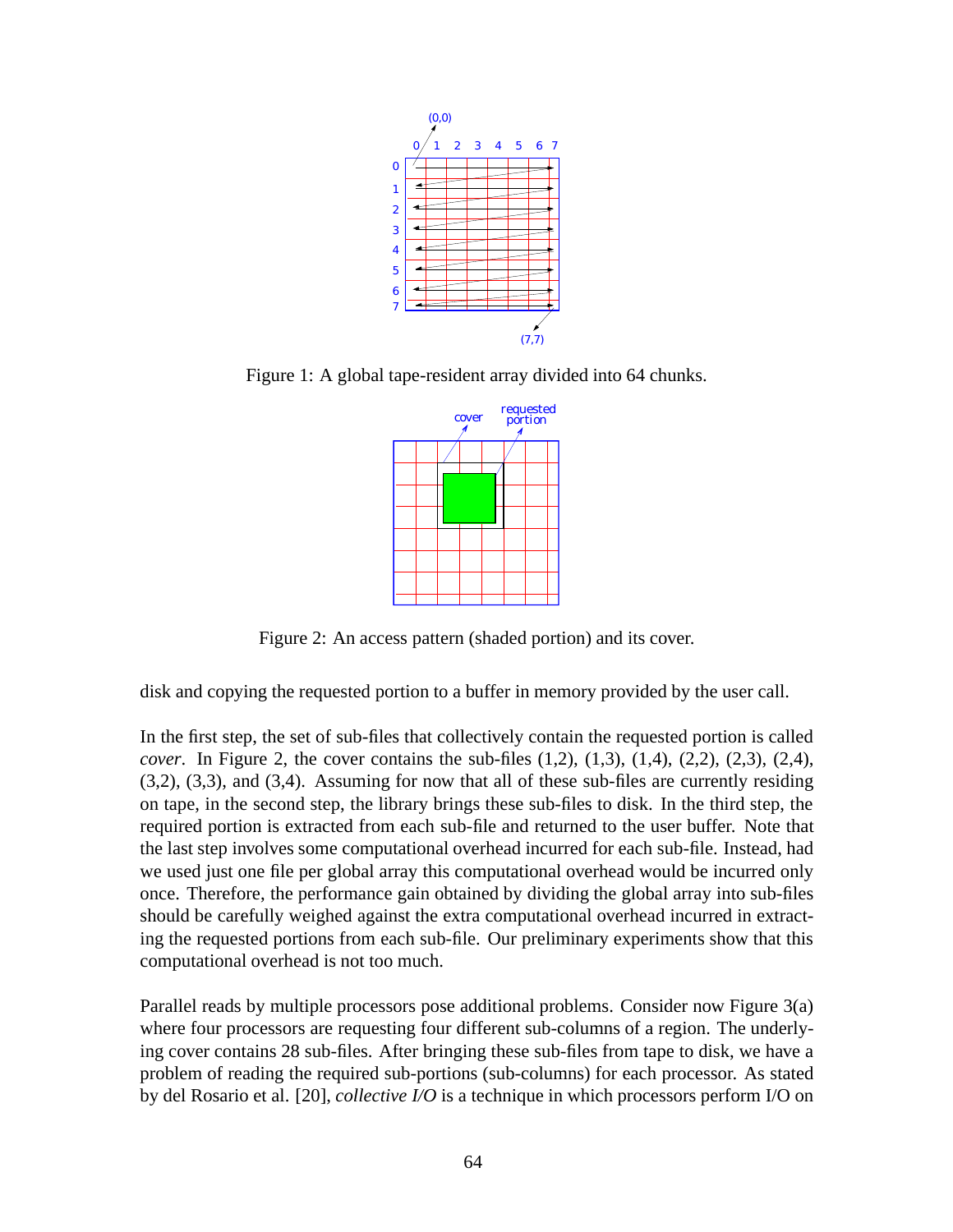Figure 1: A global tape-resident array divided into 64 chunks.

Figure 2: An access pattern (shaded portion) and its cover.

disk and copying the requested portion to a buffer in memory provided by the user call.

In the first step, the set of sub-files that collectively contain the requested portion is called *cover*. In Figure 2, the cover contains the sub-files (1,2), (1,3), (1,4), (2,2), (2,3), (2,4), (3,2), (3,3), and (3,4). Assuming for now that all of these sub-files are currently residing on tape, in the second step, the library brings these sub-files to disk. In the third step, the required portion is extracted from each sub-file and returned to the user buffer. Note that the last step involves some computational overhead incurred for each sub-file. Instead, had we used just one file per global array this computational overhead would be incurred only once. Therefore, the performance gain obtained by dividing the global array into sub-files should be carefully weighed against the extra computational overhead incurred in extracting the requested portions from each sub-file. Our preliminary experiments show that this computational overhead is not too much.

Parallel reads by multiple processors pose additional problems. Consider now Figure 3(a) where four processors are requesting four different sub-columns of a region. The underlying cover contains 28 sub-files. After bringing these sub-files from tape to disk, we have a problem of reading the required sub-portions (sub-columns) for each processor. As stated by del Rosario et al. [20], *collective I/O* is a technique in which processors perform I/O on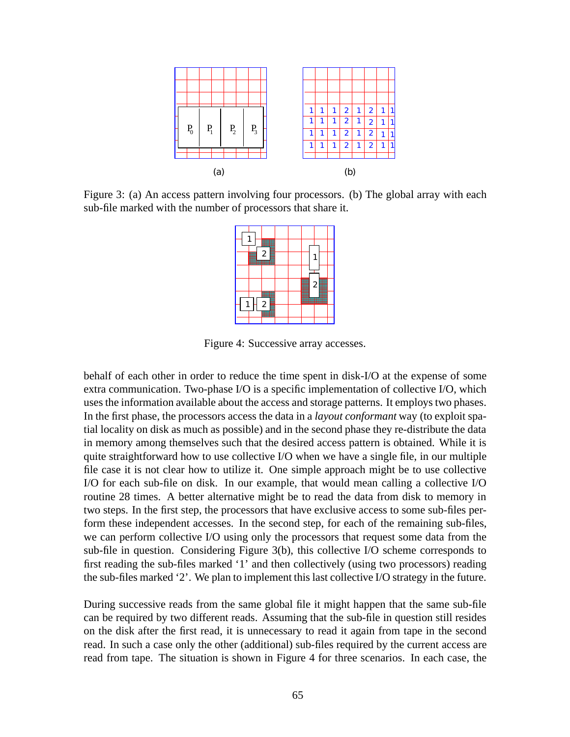Figure 3: (a) An access pattern involving four processors. (b) The global array with each sub-file marked with the number of processors that share it.

Figure 4: Successive array accesses.

behalf of each other in order to reduce the time spent in disk-I/O at the expense of some extra communication. Two-phase I/O is a specific implementation of collective I/O, which uses the information available about the access and storage patterns. It employs two phases. In the first phase, the processors access the data in a *layout conformant* way (to exploit spatial locality on disk as much as possible) and in the second phase they re-distribute the data in memory among themselves such that the desired access pattern is obtained. While it is quite straightforward how to use collective I/O when we have a single file, in our multiple file case it is not clear how to utilize it. One simple approach might be to use collective I/O for each sub-file on disk. In our example, that would mean calling a collective I/O routine 28 times. A better alternative might be to read the data from disk to memory in two steps. In the first step, the processors that have exclusive access to some sub-files perform these independent accesses. In the second step, for each of the remaining sub-files, we can perform collective I/O using only the processors that request some data from the sub-file in question. Considering Figure 3(b), this collective I/O scheme corresponds to first reading the sub-files marked '1' and then collectively (using two processors) reading the sub-files marked '2'. We plan to implement this last collective I/O strategy in the future.

During successive reads from the same global file it might happen that the same sub-file can be required by two different reads. Assuming that the sub-file in question still resides on the disk after the first read, it is unnecessary to read it again from tape in the second read. In such a case only the other (additional) sub-files required by the current access are read from tape. The situation is shown in Figure 4 for three scenarios. In each case, the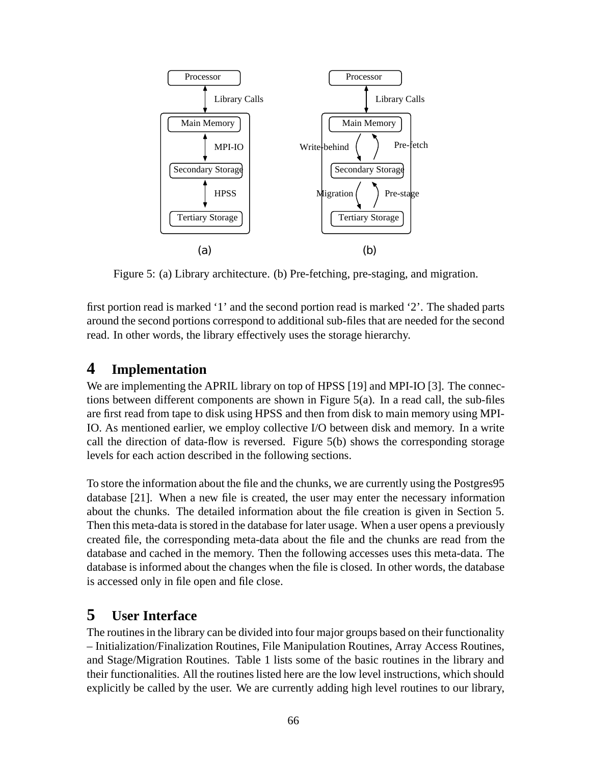Figure 5: (a) Library architecture. (b) Pre-fetching, pre-staging, and migration.

first portion read is marked '1' and the second portion read is marked '2'. The shaded parts around the second portions correspond to additional sub-files that are needed for the second read. In other words, the library effectively uses the storage hierarchy.

# 4 Implementation

We are implementing the APRIL library on top of HPSS [19] and MPI-IO [3]. The connections between different components are shown in Figure 5(a). In a read call, the sub-files are first read from tape to disk using HPSS and then from disk to main memory using MPI-IO. As mentioned earlier, we employ collective I/O between disk and memory. In a write call the direction of data-flow is reversed. Figure 5(b) shows the corresponding storage levels for each action described in the following sections.

To store the information about the file and the chunks, we are currently using the Postgres95 database [21]. When a new file is created, the user may enter the necessary information about the chunks. The detailed information about the file creation is given in Section 5. Then this meta-data is stored in the database for later usage. When a user opens a previously created file, the corresponding meta-data about the file and the chunks are read from the database and cached in the memory. Then the following accesses uses this meta-data. The database is informed about the changes when the file is closed. In other words, the database is accessed only in file open and file close.

# 5 User Interface

The routines in the library can be divided into four major groups based on their functionality – Initialization/Finalization Routines, File Manipulation Routines, Array Access Routines, and Stage/Migration Routines. Table 1 lists some of the basic routines in the library and their functionalities. All the routines listed here are the low level instructions, which should explicitly be called by the user. We are currently adding high level routines to our library,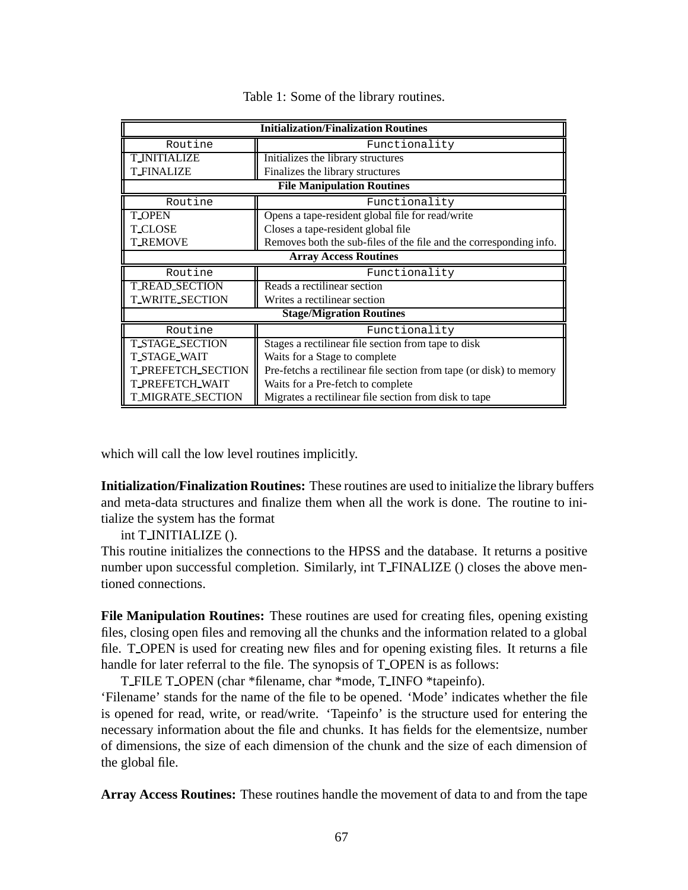Table 1: Some of the library routines.

| Initialization/Finalization Routines | |
|---|---|
| Routine | Functionality |
| T_INITIALIZE | Initializes the library structures |
| T_FINALIZE | Finalizes the library structures |
| **File Manipulation Routines** | |
| Routine | Functionality |
| T_OPEN | Opens a tape-resident global file for read/write |
| T_CLOSE | Closes a tape-resident global file |
| T_REMOVE | Removes both the sub-files of the file and the corresponding info. |
| **Array Access Routines** | |
| Routine | Functionality |
| T_READ_SECTION | Reads a rectilinear section |
| T_WRITE_SECTION | Writes a rectilinear section |
| **Stage/Migration Routines** | |
| Routine | Functionality |
| T_STAGE_SECTION | Stages a rectilinear file section from tape to disk |
| T_STAGE_WAIT | Waits for a Stage to complete |
| T_PREFETCH_SECTION | Pre-fetchs a rectilinear file section from tape (or disk) to memory |
| T_PREFETCH_WAIT | Waits for a Pre-fetch to complete |
| T_MIGRATE_SECTION | Migrates a rectilinear file section from disk to tape |

which will call the low level routines implicitly.

**Initialization/Finalization Routines:** These routines are used to initialize the library buffers and meta-data structures and finalize them when all the work is done. The routine to initialize the system has the format

int T_INITIALIZE ().

This routine initializes the connections to the HPSS and the database. It returns a positive number upon successful completion. Similarly, int T_FINALIZE () closes the above mentioned connections.

**File Manipulation Routines:** These routines are used for creating files, opening existing files, closing open files and removing all the chunks and the information related to a global file. T_OPEN is used for creating new files and for opening existing files. It returns a file handle for later referral to the file. The synopsis of T_OPEN is as follows:

T_FILE T_OPEN (char *filename, char *mode, T_INFO *tapeinfo).

'Filename' stands for the name of the file to be opened. 'Mode' indicates whether the file is opened for read, write, or read/write. 'Tapeinfo' is the structure used for entering the necessary information about the file and chunks. It has fields for the elementsize, number of dimensions, the size of each dimension of the chunk and the size of each dimension of the global file.

**Array Access Routines:** These routines handle the movement of data to and from the tape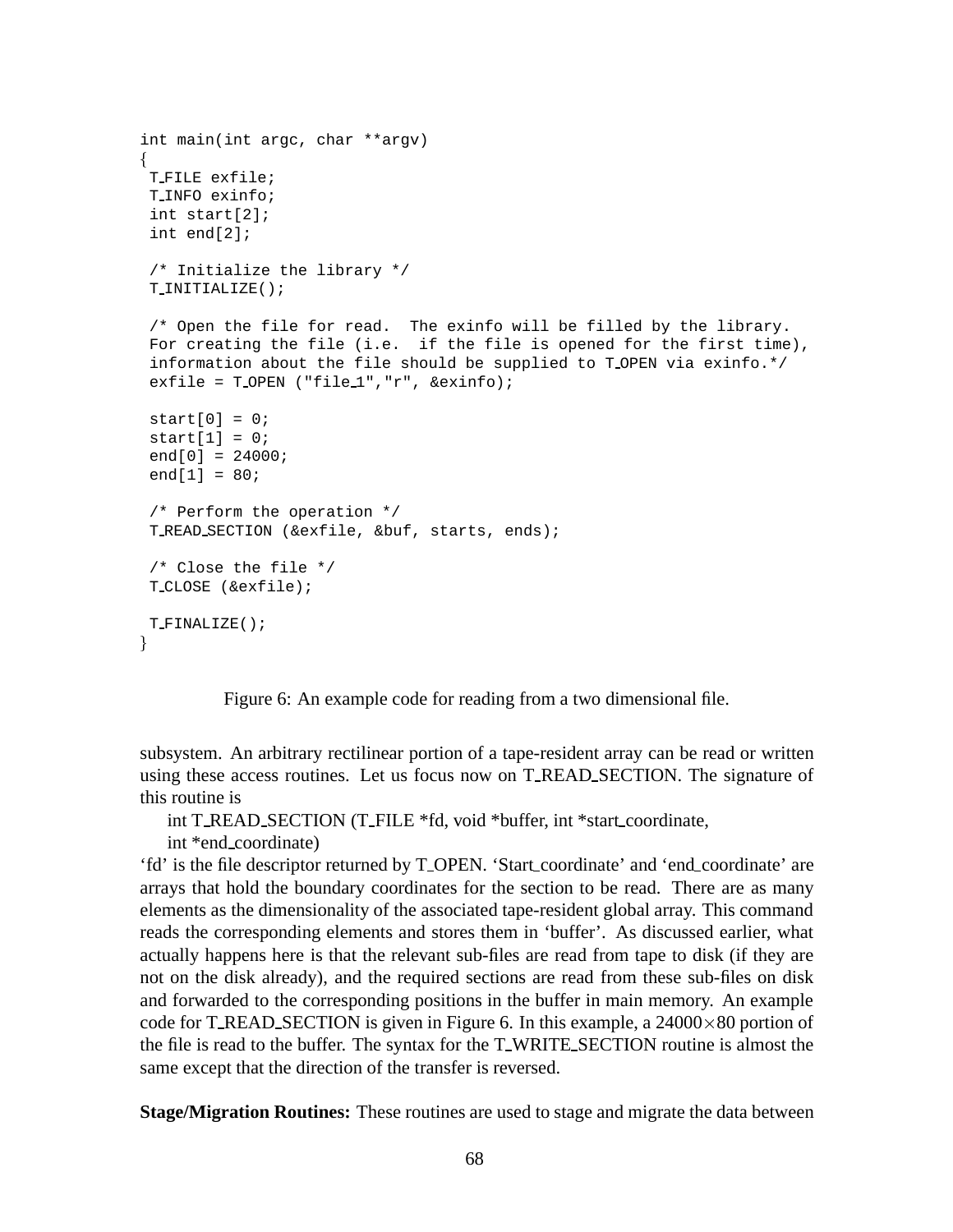```
int main(int argc, char **argv)
{
 T_FILE exfile;
 T_INFO exinfo;
 int start[2];
 int end[2];

 /* Initialize the library */
 T_INITIALIZE();

 /* Open the file for read.  The exinfo will be filled by the library.
 For creating the file (i.e.  if the file is opened for the first time),
 information about the file should be supplied to T_OPEN via exinfo.*/
 exfile = T_OPEN ("file_1","r", &exinfo);

 start[0] = 0;
 start[1] = 0;
 end[0] = 24000;
 end[1] = 80;

 /* Perform the operation */
 T_READ_SECTION (&exfile, &buf, starts, ends);

 /* Close the file */
 T_CLOSE (&exfile);

 T_FINALIZE();
}
```

Figure 6: An example code for reading from a two dimensional file.

subsystem. An arbitrary rectilinear portion of a tape-resident array can be read or written using these access routines. Let us focus now on T_READ_SECTION. The signature of this routine is

int T_READ_SECTION (T_FILE *fd, void *buffer, int *start_coordinate,
int *end_coordinate)

'fd' is the file descriptor returned by T_OPEN. 'Start_coordinate' and 'end_coordinate' are arrays that hold the boundary coordinates for the section to be read. There are as many elements as the dimensionality of the associated tape-resident global array. This command reads the corresponding elements and stores them in 'buffer'. As discussed earlier, what actually happens here is that the relevant sub-files are read from tape to disk (if they are not on the disk already), and the required sections are read from these sub-files on disk and forwarded to the corresponding positions in the buffer in main memory. An example code for T_READ_SECTION is given in Figure 6. In this example, a $24000 \times 80$ portion of the file is read to the buffer. The syntax for the T_WRITE_SECTION routine is almost the same except that the direction of the transfer is reversed.

**Stage/Migration Routines:** These routines are used to stage and migrate the data between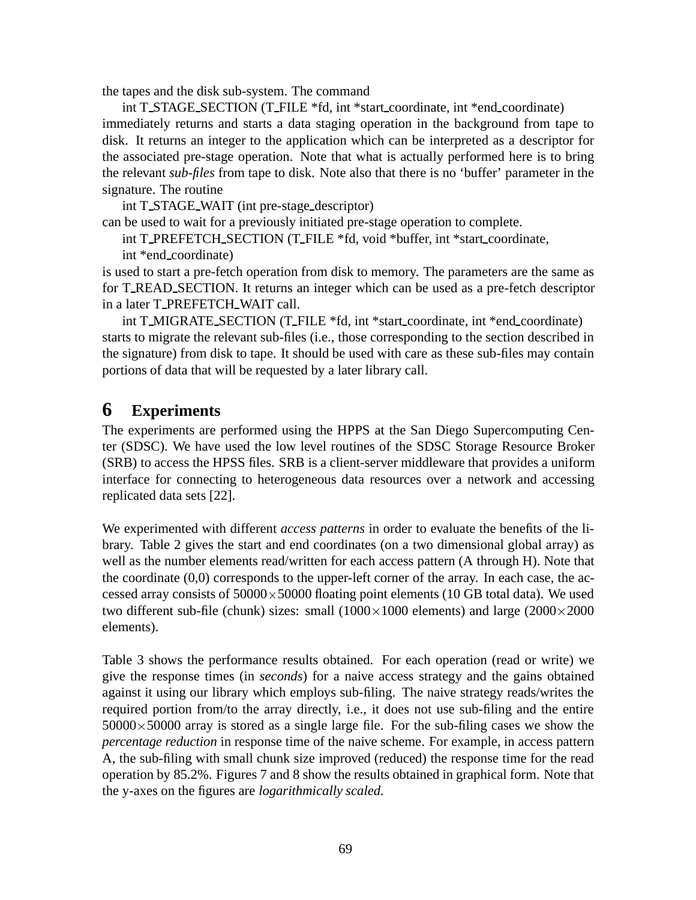the tapes and the disk sub-system. The command

int T_STAGE_SECTION (T_FILE *fd, int *start_coordinate, int *end_coordinate)

immediately returns and starts a data staging operation in the background from tape to disk. It returns an integer to the application which can be interpreted as a descriptor for the associated pre-stage operation. Note that what is actually performed here is to bring the relevant *sub-files* from tape to disk. Note also that there is no 'buffer' parameter in the signature. The routine

int T_STAGE_WAIT (int pre-stage_descriptor)

can be used to wait for a previously initiated pre-stage operation to complete.

int T_PREFETCH_SECTION (T_FILE *fd, void *buffer, int *start_coordinate, int *end_coordinate)

is used to start a pre-fetch operation from disk to memory. The parameters are the same as for T_READ_SECTION. It returns an integer which can be used as a pre-fetch descriptor in a later T_PREFETCH_WAIT call.

int T_MIGRATE_SECTION (T_FILE *fd, int *start_coordinate, int *end_coordinate)

starts to migrate the relevant sub-files (i.e., those corresponding to the section described in the signature) from disk to tape. It should be used with care as these sub-files may contain portions of data that will be requested by a later library call.

# 6 Experiments

The experiments are performed using the HPPS at the San Diego Supercomputing Center (SDSC). We have used the low level routines of the SDSC Storage Resource Broker (SRB) to access the HPSS files. SRB is a client-server middleware that provides a uniform interface for connecting to heterogeneous data resources over a network and accessing replicated data sets [22].

We experimented with different *access patterns* in order to evaluate the benefits of the library. Table 2 gives the start and end coordinates (on a two dimensional global array) as well as the number elements read/written for each access pattern (A through H). Note that the coordinate (0,0) corresponds to the upper-left corner of the array. In each case, the accessed array consists of $50000 \times 50000$ floating point elements (10 GB total data). We used two different sub-file (chunk) sizes: small ($1000 \times 1000$ elements) and large ($2000 \times 2000$ elements).

Table 3 shows the performance results obtained. For each operation (read or write) we give the response times (in *seconds*) for a naive access strategy and the gains obtained against it using our library which employs sub-filing. The naive strategy reads/writes the required portion from/to the array directly, i.e., it does not use sub-filing and the entire $50000 \times 50000$ array is stored as a single large file. For the sub-filing cases we show the *percentage reduction* in response time of the naive scheme. For example, in access pattern A, the sub-filing with small chunk size improved (reduced) the response time for the read operation by 85.2%. Figures 7 and 8 show the results obtained in graphical form. Note that the y-axes on the figures are *logarithmically scaled.*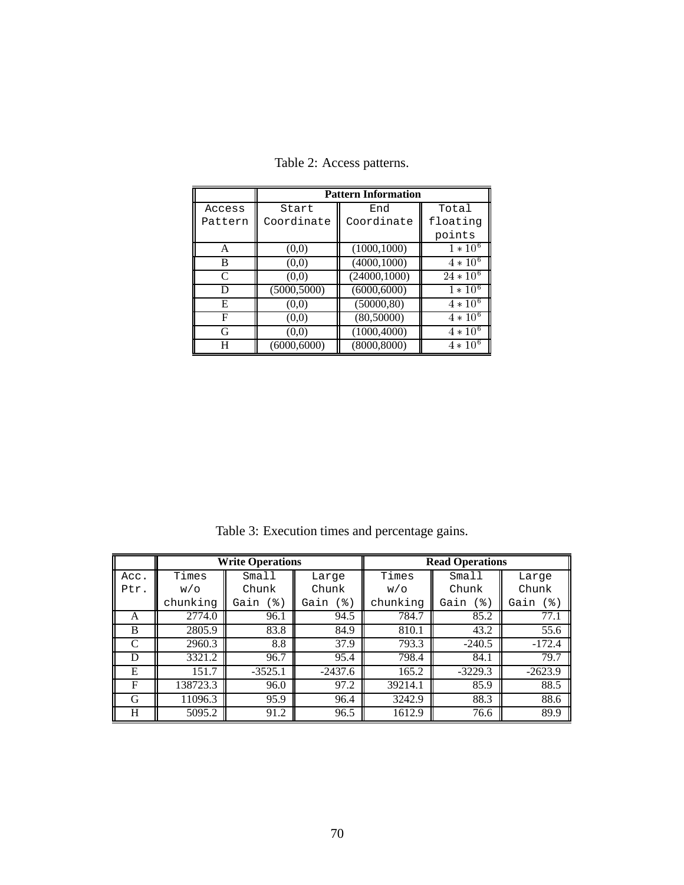Table 2: Access patterns.

| | Pattern Information | | |
|---|---|---|---|
| Access Pattern | Start Coordinate | End Coordinate | Total floating points |
| A | (0,0) | (1000,1000) | $1 * 10^6$ |
| B | (0,0) | (4000,1000) | $4 * 10^6$ |
| C | (0,0) | (24000,1000) | $24 * 10^6$ |
| D | (5000,5000) | (6000,6000) | $1 * 10^6$ |
| E | (0,0) | (50000,80) | $4 * 10^6$ |
| F | (0,0) | (80,50000) | $4 * 10^6$ |
| G | (0,0) | (1000,4000) | $4 * 10^6$ |
| H | (6000,6000) | (8000,8000) | $4 * 10^6$ |

Table 3: Execution times and percentage gains.

| | Write Operations | | | Read Operations | | |
|---|---|---|---|---|---|---|
| Acc. Ptr. | Times w/o chunking | Small Chunk Gain (%) | Large Chunk Gain (%) | Times w/o chunking | Small Chunk Gain (%) | Large Chunk Gain (%) |
| A | 2774.0 | 96.1 | 94.5 | 784.7 | 85.2 | 77.1 |
| B | 2805.9 | 83.8 | 84.9 | 810.1 | 43.2 | 55.6 |
| C | 2960.3 | 8.8 | 37.9 | 793.3 | -240.5 | -172.4 |
| D | 3321.2 | 96.7 | 95.4 | 798.4 | 84.1 | 79.7 |
| E | 151.7 | -3525.1 | -2437.6 | 165.2 | -3229.3 | -2623.9 |
| F | 138723.3 | 96.0 | 97.2 | 39214.1 | 85.9 | 88.5 |
| G | 11096.3 | 95.9 | 96.4 | 3242.9 | 88.3 | 88.6 |
| H | 5095.2 | 91.2 | 96.5 | 1612.9 | 76.6 | 89.9 |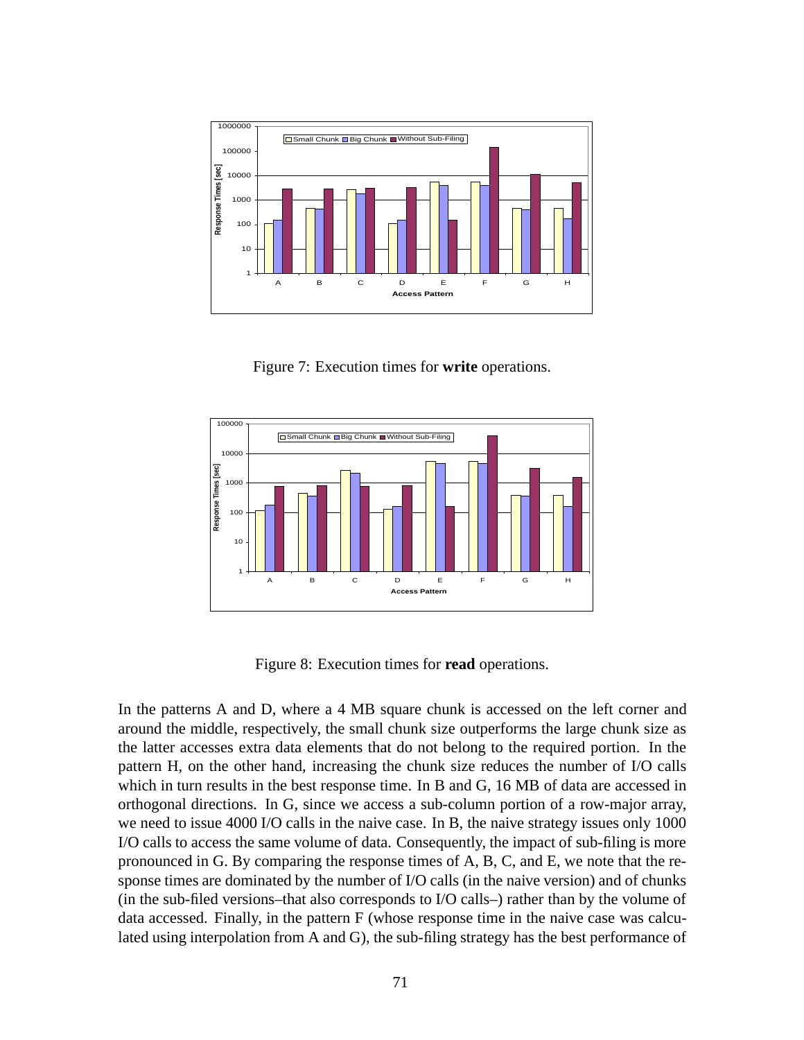Figure 7: Execution times for **write** operations.

Figure 8: Execution times for **read** operations.

In the patterns A and D, where a 4 MB square chunk is accessed on the left corner and around the middle, respectively, the small chunk size outperforms the large chunk size as the latter accesses extra data elements that do not belong to the required portion. In the pattern H, on the other hand, increasing the chunk size reduces the number of I/O calls which in turn results in the best response time. In B and G, 16 MB of data are accessed in orthogonal directions. In G, since we access a sub-column portion of a row-major array, we need to issue 4000 I/O calls in the naive case. In B, the naive strategy issues only 1000 I/O calls to access the same volume of data. Consequently, the impact of sub-filing is more pronounced in G. By comparing the response times of A, B, C, and E, we note that the response times are dominated by the number of I/O calls (in the naive version) and of chunks (in the sub-filed versions–that also corresponds to I/O calls–) rather than by the volume of data accessed. Finally, in the pattern F (whose response time in the naive case was calculated using interpolation from A and G), the sub-filing strategy has the best performance of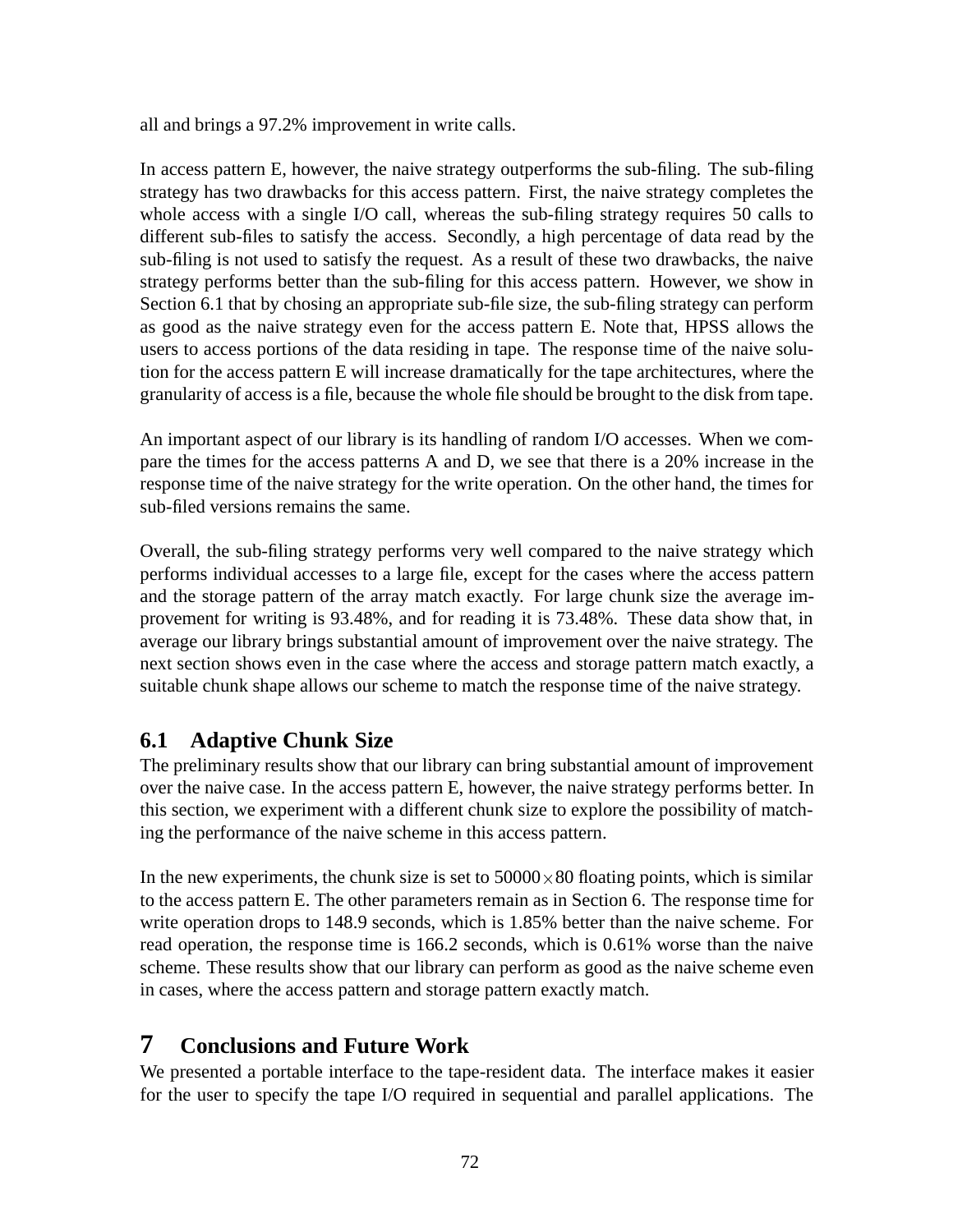all and brings a 97.2% improvement in write calls.

In access pattern E, however, the naive strategy outperforms the sub-filing. The sub-filing strategy has two drawbacks for this access pattern. First, the naive strategy completes the whole access with a single I/O call, whereas the sub-filing strategy requires 50 calls to different sub-files to satisfy the access. Secondly, a high percentage of data read by the sub-filing is not used to satisfy the request. As a result of these two drawbacks, the naive strategy performs better than the sub-filing for this access pattern. However, we show in Section 6.1 that by chosing an appropriate sub-file size, the sub-filing strategy can perform as good as the naive strategy even for the access pattern E. Note that, HPSS allows the users to access portions of the data residing in tape. The response time of the naive solution for the access pattern E will increase dramatically for the tape architectures, where the granularity of access is a file, because the whole file should be brought to the disk from tape.

An important aspect of our library is its handling of random I/O accesses. When we compare the times for the access patterns A and D, we see that there is a 20% increase in the response time of the naive strategy for the write operation. On the other hand, the times for sub-filed versions remains the same.

Overall, the sub-filing strategy performs very well compared to the naive strategy which performs individual accesses to a large file, except for the cases where the access pattern and the storage pattern of the array match exactly. For large chunk size the average improvement for writing is 93.48%, and for reading it is 73.48%. These data show that, in average our library brings substantial amount of improvement over the naive strategy. The next section shows even in the case where the access and storage pattern match exactly, a suitable chunk shape allows our scheme to match the response time of the naive strategy.

## 6.1 Adaptive Chunk Size

The preliminary results show that our library can bring substantial amount of improvement over the naive case. In the access pattern E, however, the naive strategy performs better. In this section, we experiment with a different chunk size to explore the possibility of matching the performance of the naive scheme in this access pattern.

In the new experiments, the chunk size is set to $50000 \times 80$ floating points, which is similar to the access pattern E. The other parameters remain as in Section 6. The response time for write operation drops to 148.9 seconds, which is 1.85% better than the naive scheme. For read operation, the response time is 166.2 seconds, which is 0.61% worse than the naive scheme. These results show that our library can perform as good as the naive scheme even in cases, where the access pattern and storage pattern exactly match.

# 7 Conclusions and Future Work

We presented a portable interface to the tape-resident data. The interface makes it easier for the user to specify the tape I/O required in sequential and parallel applications. The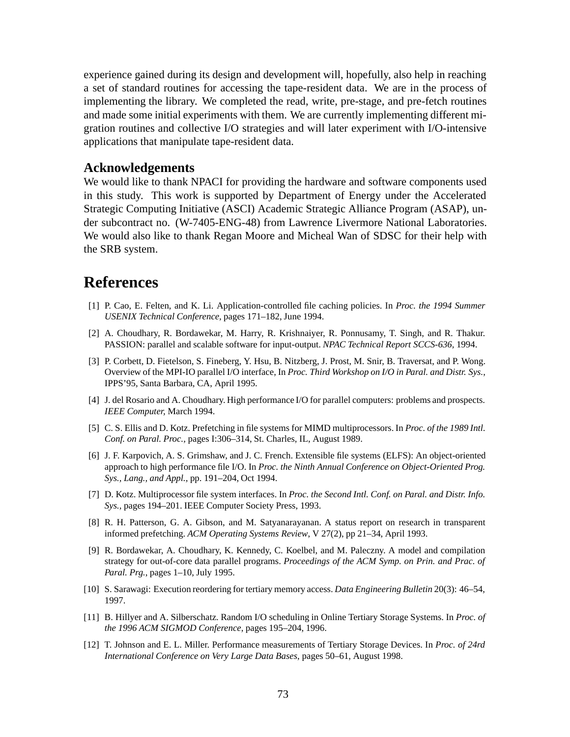experience gained during its design and development will, hopefully, also help in reaching a set of standard routines for accessing the tape-resident data. We are in the process of implementing the library. We completed the read, write, pre-stage, and pre-fetch routines and made some initial experiments with them. We are currently implementing different migration routines and collective I/O strategies and will later experiment with I/O-intensive applications that manipulate tape-resident data.

### Acknowledgements

We would like to thank NPACI for providing the hardware and software components used in this study. This work is supported by Department of Energy under the Accelerated Strategic Computing Initiative (ASCI) Academic Strategic Alliance Program (ASAP), under subcontract no. (W-7405-ENG-48) from Lawrence Livermore National Laboratories. We would also like to thank Regan Moore and Micheal Wan of SDSC for their help with the SRB system.

## References

[1] P. Cao, E. Felten, and K. Li. Application-controlled file caching policies. In *Proc. the 1994 Summer USENIX Technical Conference,* pages 171–182, June 1994.

[2] A. Choudhary, R. Bordawekar, M. Harry, R. Krishnaiyer, R. Ponnusamy, T. Singh, and R. Thakur. PASSION: parallel and scalable software for input-output. *NPAC Technical Report SCCS-636,* 1994.

[3] P. Corbett, D. Fietelson, S. Fineberg, Y. Hsu, B. Nitzberg, J. Prost, M. Snir, B. Traversat, and P. Wong. Overview of the MPI-IO parallel I/O interface, In *Proc. Third Workshop on I/O in Paral. and Distr. Sys.*, IPPS'95, Santa Barbara, CA, April 1995.

[4] J. del Rosario and A. Choudhary. High performance I/O for parallel computers: problems and prospects. *IEEE Computer,* March 1994.

[5] C. S. Ellis and D. Kotz. Prefetching in file systems for MIMD multiprocessors. In *Proc. of the 1989 Intl. Conf. on Paral. Proc.,* pages I:306–314, St. Charles, IL, August 1989.

[6] J. F. Karpovich, A. S. Grimshaw, and J. C. French. Extensible file systems (ELFS): An object-oriented approach to high performance file I/O. In *Proc. the Ninth Annual Conference on Object-Oriented Prog. Sys., Lang., and Appl.*, pp. 191–204, Oct 1994.

[7] D. Kotz. Multiprocessor file system interfaces. In *Proc. the Second Intl. Conf. on Paral. and Distr. Info. Sys.,* pages 194–201. IEEE Computer Society Press, 1993.

[8] R. H. Patterson, G. A. Gibson, and M. Satyanarayanan. A status report on research in transparent informed prefetching. *ACM Operating Systems Review*, V 27(2), pp 21–34, April 1993.

[9] R. Bordawekar, A. Choudhary, K. Kennedy, C. Koelbel, and M. Paleczny. A model and compilation strategy for out-of-core data parallel programs. *Proceedings of the ACM Symp. on Prin. and Prac. of Paral. Prg.,* pages 1–10, July 1995.

[10] S. Sarawagi: Execution reordering for tertiary memory access. *Data Engineering Bulletin* 20(3): 46–54, 1997.

[11] B. Hillyer and A. Silberschatz. Random I/O scheduling in Online Tertiary Storage Systems. In *Proc. of the 1996 ACM SIGMOD Conference*, pages 195–204, 1996.

[12] T. Johnson and E. L. Miller. Performance measurements of Tertiary Storage Devices. In *Proc. of 24rd International Conference on Very Large Data Bases*, pages 50–61, August 1998.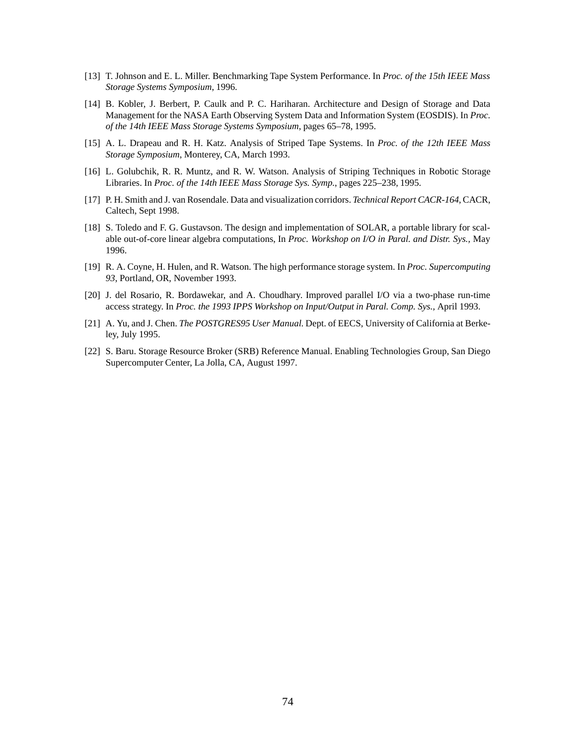[13] T. Johnson and E. L. Miller. Benchmarking Tape System Performance. In *Proc. of the 15th IEEE Mass Storage Systems Symposium*, 1996.

[14] B. Kobler, J. Berbert, P. Caulk and P. C. Hariharan. Architecture and Design of Storage and Data Management for the NASA Earth Observing System Data and Information System (EOSDIS). In *Proc. of the 14th IEEE Mass Storage Systems Symposium*, pages 65–78, 1995.

[15] A. L. Drapeau and R. H. Katz. Analysis of Striped Tape Systems. In *Proc. of the 12th IEEE Mass Storage Symposium*, Monterey, CA, March 1993.

[16] L. Golubchik, R. R. Muntz, and R. W. Watson. Analysis of Striping Techniques in Robotic Storage Libraries. In *Proc. of the 14th IEEE Mass Storage Sys. Symp.*, pages 225–238, 1995.

[17] P. H. Smith and J. van Rosendale. Data and visualization corridors. *Technical Report CACR-164*, CACR, Caltech, Sept 1998.

[18] S. Toledo and F. G. Gustavson. The design and implementation of SOLAR, a portable library for scalable out-of-core linear algebra computations, In *Proc. Workshop on I/O in Paral. and Distr. Sys.,* May 1996.

[19] R. A. Coyne, H. Hulen, and R. Watson. The high performance storage system. In *Proc. Supercomputing 93*, Portland, OR, November 1993.

[20] J. del Rosario, R. Bordawekar, and A. Choudhary. Improved parallel I/O via a two-phase run-time access strategy. In *Proc. the 1993 IPPS Workshop on Input/Output in Paral. Comp. Sys.,* April 1993.

[21] A. Yu, and J. Chen. *The POSTGRES95 User Manual.* Dept. of EECS, University of California at Berkeley, July 1995.

[22] S. Baru. Storage Resource Broker (SRB) Reference Manual. Enabling Technologies Group, San Diego Supercomputer Center, La Jolla, CA, August 1997.